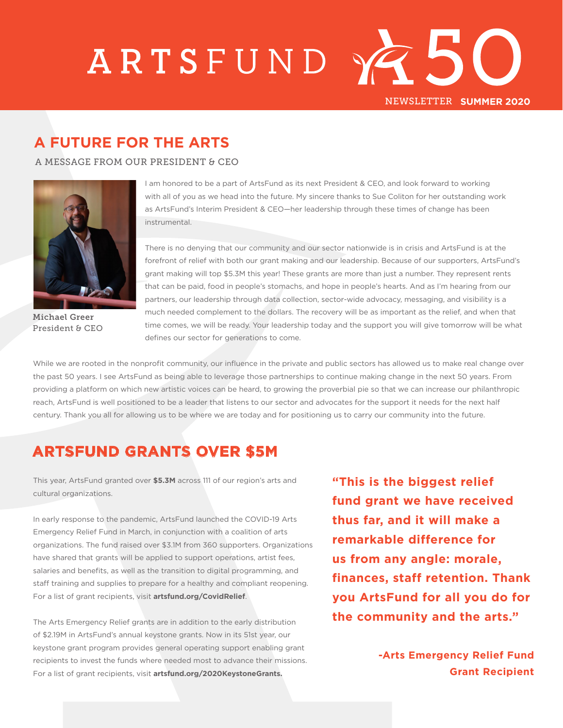# ARTSFUND 50

NEWSLETTER **SUMMER 2020**

## A FUTURE FOR THE ARTS

A MESSAGE FROM OUR PRESIDENT & CEO

Michael Greer
President & CEO

I am honored to be a part of ArtsFund as its next President & CEO, and look forward to working with all of you as we head into the future. My sincere thanks to Sue Coliton for her outstanding work as ArtsFund's Interim President & CEO—her leadership through these times of change has been instrumental.

There is no denying that our community and our sector nationwide is in crisis and ArtsFund is at the forefront of relief with both our grant making and our leadership. Because of our supporters, ArtsFund's grant making will top $5.3M this year! These grants are more than just a number. They represent rents that can be paid, food in people's stomachs, and hope in people's hearts. And as I'm hearing from our partners, our leadership through data collection, sector-wide advocacy, messaging, and visibility is a much needed complement to the dollars. The recovery will be as important as the relief, and when that time comes, we will be ready. Your leadership today and the support you will give tomorrow will be what defines our sector for generations to come.

While we are rooted in the nonprofit community, our influence in the private and public sectors has allowed us to make real change over the past 50 years. I see ArtsFund as being able to leverage those partnerships to continue making change in the next 50 years. From providing a platform on which new artistic voices can be heard, to growing the proverbial pie so that we can increase our philanthropic reach, ArtsFund is well positioned to be a leader that listens to our sector and advocates for the support it needs for the next half century. Thank you all for allowing us to be where we are today and for positioning us to carry our community into the future.

## ARTSFUND GRANTS OVER $5M

This year, ArtsFund granted over **$5.3M** across 111 of our region's arts and cultural organizations.

In early response to the pandemic, ArtsFund launched the COVID-19 Arts Emergency Relief Fund in March, in conjunction with a coalition of arts organizations. The fund raised over $3.1M from 360 supporters. Organizations have shared that grants will be applied to support operations, artist fees, salaries and benefits, as well as the transition to digital programming, and staff training and supplies to prepare for a healthy and compliant reopening. For a list of grant recipients, visit **artsfund.org/CovidRelief**.

The Arts Emergency Relief grants are in addition to the early distribution of $2.19M in ArtsFund's annual keystone grants. Now in its 51st year, our keystone grant program provides general operating support enabling grant recipients to invest the funds where needed most to advance their missions. For a list of grant recipients, visit **artsfund.org/2020KeystoneGrants.**

> **"This is the biggest relief fund grant we have received thus far, and it will make a remarkable difference for us from any angle: morale, finances, staff retention. Thank you ArtsFund for all you do for the community and the arts."**
>
> **-Arts Emergency Relief Fund Grant Recipient**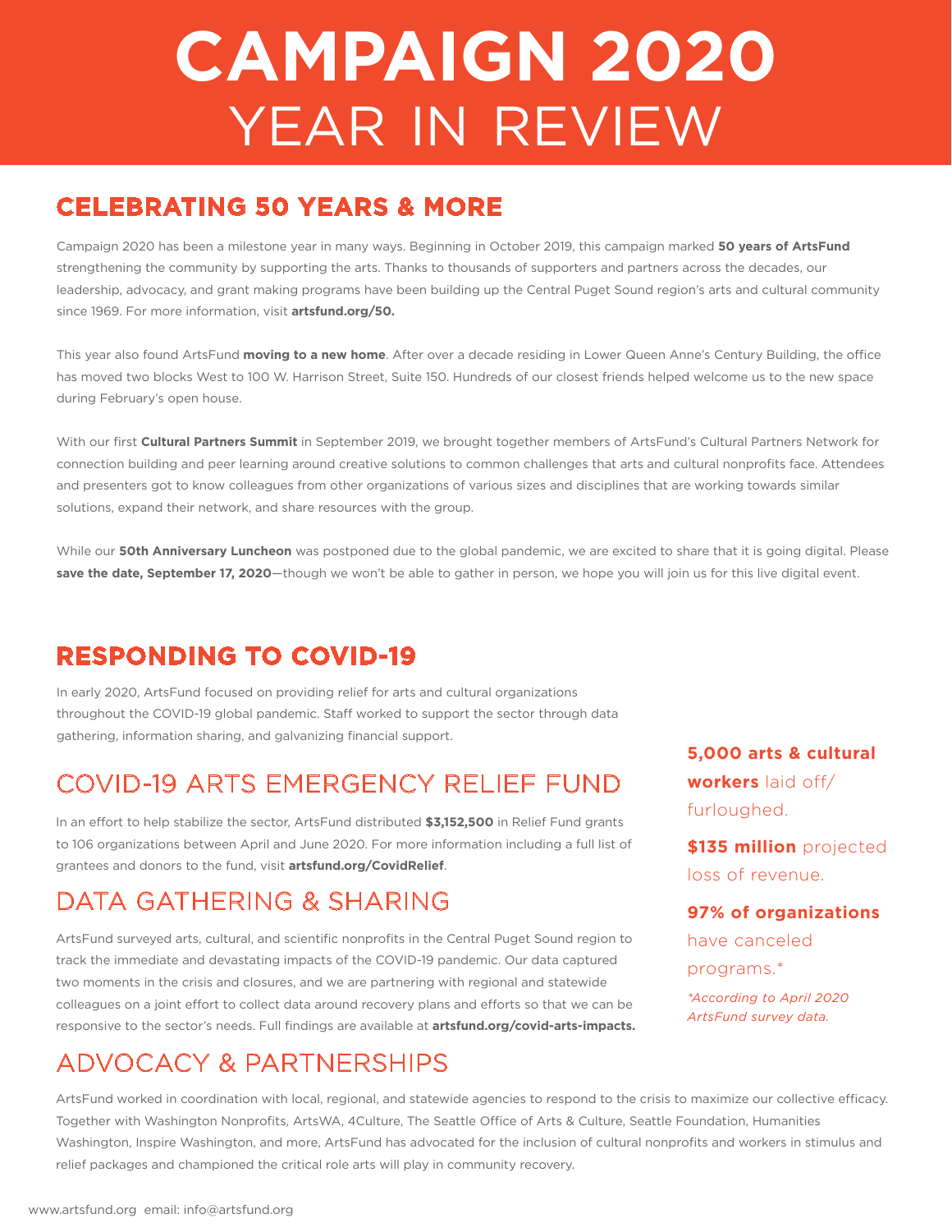# CAMPAIGN 2020
# YEAR IN REVIEW

## CELEBRATING 50 YEARS & MORE

Campaign 2020 has been a milestone year in many ways. Beginning in October 2019, this campaign marked **50 years of ArtsFund** strengthening the community by supporting the arts. Thanks to thousands of supporters and partners across the decades, our leadership, advocacy, and grant making programs have been building up the Central Puget Sound region's arts and cultural community since 1969. For more information, visit **artsfund.org/50.**

This year also found ArtsFund **moving to a new home**. After over a decade residing in Lower Queen Anne's Century Building, the office has moved two blocks West to 100 W. Harrison Street, Suite 150. Hundreds of our closest friends helped welcome us to the new space during February's open house.

With our first **Cultural Partners Summit** in September 2019, we brought together members of ArtsFund's Cultural Partners Network for connection building and peer learning around creative solutions to common challenges that arts and cultural nonprofits face. Attendees and presenters got to know colleagues from other organizations of various sizes and disciplines that are working towards similar solutions, expand their network, and share resources with the group.

While our **50th Anniversary Luncheon** was postponed due to the global pandemic, we are excited to share that it is going digital. Please **save the date, September 17, 2020**—though we won't be able to gather in person, we hope you will join us for this live digital event.

## RESPONDING TO COVID-19

In early 2020, ArtsFund focused on providing relief for arts and cultural organizations throughout the COVID-19 global pandemic. Staff worked to support the sector through data gathering, information sharing, and galvanizing financial support.

### COVID-19 ARTS EMERGENCY RELIEF FUND

In an effort to help stabilize the sector, ArtsFund distributed **$3,152,500** in Relief Fund grants to 106 organizations between April and June 2020. For more information including a full list of grantees and donors to the fund, visit **artsfund.org/CovidRelief**.

### DATA GATHERING & SHARING

ArtsFund surveyed arts, cultural, and scientific nonprofits in the Central Puget Sound region to track the immediate and devastating impacts of the COVID-19 pandemic. Our data captured two moments in the crisis and closures, and we are partnering with regional and statewide colleagues on a joint effort to collect data around recovery plans and efforts so that we can be responsive to the sector's needs. Full findings are available at **artsfund.org/covid-arts-impacts.**

**5,000 arts & cultural workers** laid off/ furloughed.

**$135 million** projected loss of revenue.

**97% of organizations** have canceled programs.*

*\*According to April 2020 ArtsFund survey data.*

### ADVOCACY & PARTNERSHIPS

ArtsFund worked in coordination with local, regional, and statewide agencies to respond to the crisis to maximize our collective efficacy. Together with Washington Nonprofits, ArtsWA, 4Culture, The Seattle Office of Arts & Culture, Seattle Foundation, Humanities Washington, Inspire Washington, and more, ArtsFund has advocated for the inclusion of cultural nonprofits and workers in stimulus and relief packages and championed the critical role arts will play in community recovery.

www.artsfund.org email: info@artsfund.org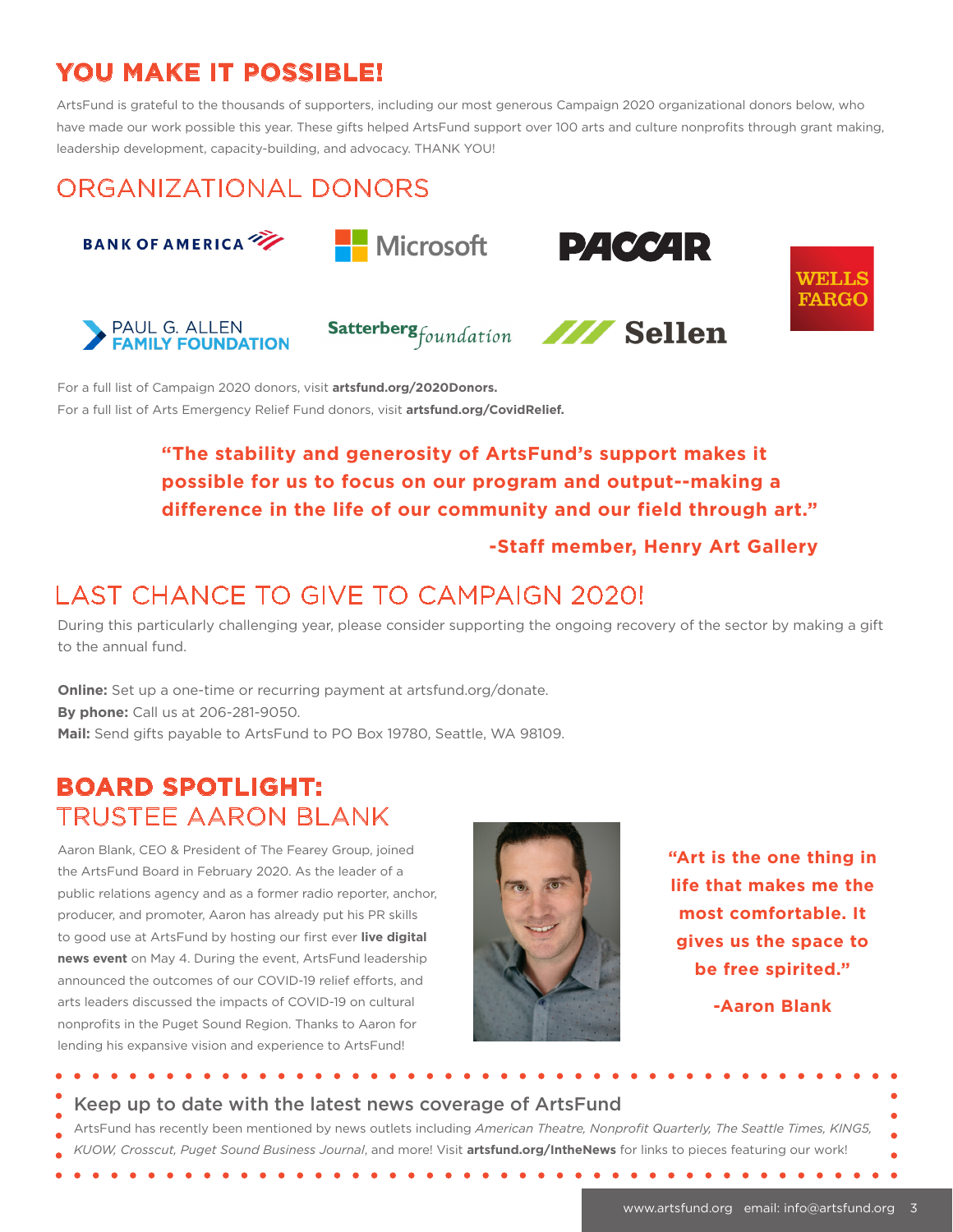# YOU MAKE IT POSSIBLE!

ArtsFund is grateful to the thousands of supporters, including our most generous Campaign 2020 organizational donors below, who have made our work possible this year. These gifts helped ArtsFund support over 100 arts and culture nonprofits through grant making, leadership development, capacity-building, and advocacy. THANK YOU!

## ORGANIZATIONAL DONORS

BANK OF AMERICA

Microsoft

PACCAR

WELLS FARGO

PAUL G. ALLEN FAMILY FOUNDATION

Satterberg foundation

Sellen

For a full list of Campaign 2020 donors, visit **artsfund.org/2020Donors.**
For a full list of Arts Emergency Relief Fund donors, visit **artsfund.org/CovidRelief.**

> **"The stability and generosity of ArtsFund's support makes it possible for us to focus on our program and output--making a difference in the life of our community and our field through art."**
>
> **-Staff member, Henry Art Gallery**

## LAST CHANCE TO GIVE TO CAMPAIGN 2020!

During this particularly challenging year, please consider supporting the ongoing recovery of the sector by making a gift to the annual fund.

**Online:** Set up a one-time or recurring payment at artsfund.org/donate.
**By phone:** Call us at 206-281-9050.
**Mail:** Send gifts payable to ArtsFund to PO Box 19780, Seattle, WA 98109.

## BOARD SPOTLIGHT: TRUSTEE AARON BLANK

Aaron Blank, CEO & President of The Fearey Group, joined the ArtsFund Board in February 2020. As the leader of a public relations agency and as a former radio reporter, anchor, producer, and promoter, Aaron has already put his PR skills to good use at ArtsFund by hosting our first ever **live digital news event** on May 4. During the event, ArtsFund leadership announced the outcomes of our COVID-19 relief efforts, and arts leaders discussed the impacts of COVID-19 on cultural nonprofits in the Puget Sound Region. Thanks to Aaron for lending his expansive vision and experience to ArtsFund!

> **"Art is the one thing in life that makes me the most comfortable. It gives us the space to be free spirited."**
>
> **-Aaron Blank**

### Keep up to date with the latest news coverage of ArtsFund

ArtsFund has recently been mentioned by news outlets including *American Theatre, Nonprofit Quarterly, The Seattle Times, KING5, KUOW, Crosscut, Puget Sound Business Journal*, and more! Visit **artsfund.org/IntheNews** for links to pieces featuring our work!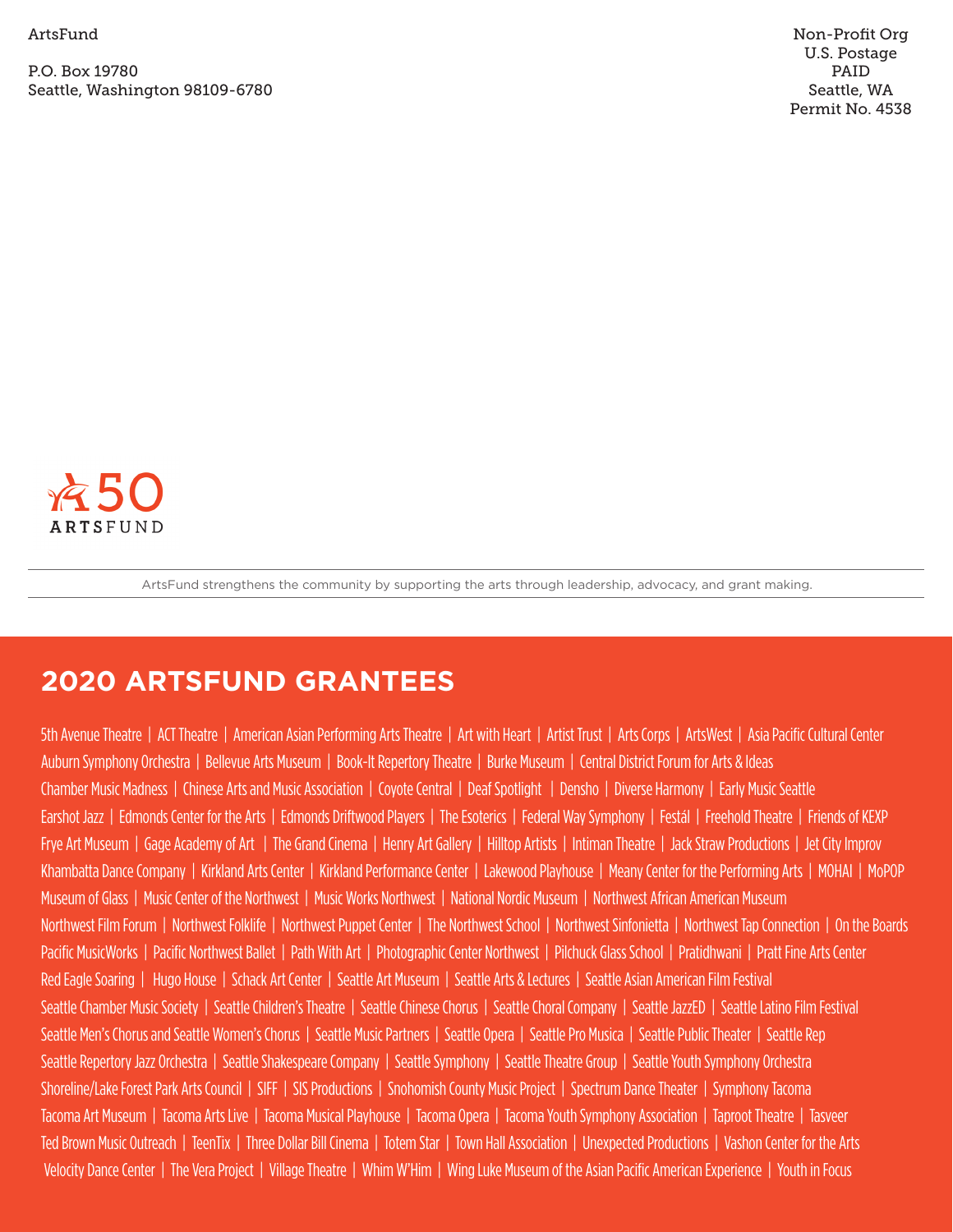ArtsFund

P.O. Box 19780
Seattle, Washington 98109-6780

Non-Profit Org
U.S. Postage
PAID
Seattle, WA
Permit No. 4538

50
ARTSFUND

ArtsFund strengthens the community by supporting the arts through leadership, advocacy, and grant making.

## 2020 ARTSFUND GRANTEES

5th Avenue Theatre | ACT Theatre | American Asian Performing Arts Theatre | Art with Heart | Artist Trust | Arts Corps | ArtsWest | Asia Pacific Cultural Center
Auburn Symphony Orchestra | Bellevue Arts Museum | Book-It Repertory Theatre | Burke Museum | Central District Forum for Arts & Ideas
Chamber Music Madness | Chinese Arts and Music Association | Coyote Central | Deaf Spotlight | Densho | Diverse Harmony | Early Music Seattle
Earshot Jazz | Edmonds Center for the Arts | Edmonds Driftwood Players | The Esoterics | Federal Way Symphony | Festál | Freehold Theatre | Friends of KEXP
Frye Art Museum | Gage Academy of Art | The Grand Cinema | Henry Art Gallery | Hilltop Artists | Intiman Theatre | Jack Straw Productions | Jet City Improv
Khambatta Dance Company | Kirkland Arts Center | Kirkland Performance Center | Lakewood Playhouse | Meany Center for the Performing Arts | MOHAI | MoPOP
Museum of Glass | Music Center of the Northwest | Music Works Northwest | National Nordic Museum | Northwest African American Museum
Northwest Film Forum | Northwest Folklife | Northwest Puppet Center | The Northwest School | Northwest Sinfonietta | Northwest Tap Connection | On the Boards
Pacific MusicWorks | Pacific Northwest Ballet | Path With Art | Photographic Center Northwest | Pilchuck Glass School | Pratidhwani | Pratt Fine Arts Center
Red Eagle Soaring | Hugo House | Schack Art Center | Seattle Art Museum | Seattle Arts & Lectures | Seattle Asian American Film Festival
Seattle Chamber Music Society | Seattle Children's Theatre | Seattle Chinese Chorus | Seattle Choral Company | Seattle JazzED | Seattle Latino Film Festival
Seattle Men's Chorus and Seattle Women's Chorus | Seattle Music Partners | Seattle Opera | Seattle Pro Musica | Seattle Public Theater | Seattle Rep
Seattle Repertory Jazz Orchestra | Seattle Shakespeare Company | Seattle Symphony | Seattle Theatre Group | Seattle Youth Symphony Orchestra
Shoreline/Lake Forest Park Arts Council | SIFF | SIS Productions | Snohomish County Music Project | Spectrum Dance Theater | Symphony Tacoma
Tacoma Art Museum | Tacoma Arts Live | Tacoma Musical Playhouse | Tacoma Opera | Tacoma Youth Symphony Association | Taproot Theatre | Tasveer
Ted Brown Music Outreach | TeenTix | Three Dollar Bill Cinema | Totem Star | Town Hall Association | Unexpected Productions | Vashon Center for the Arts
Velocity Dance Center | The Vera Project | Village Theatre | Whim W'Him | Wing Luke Museum of the Asian Pacific American Experience | Youth in Focus